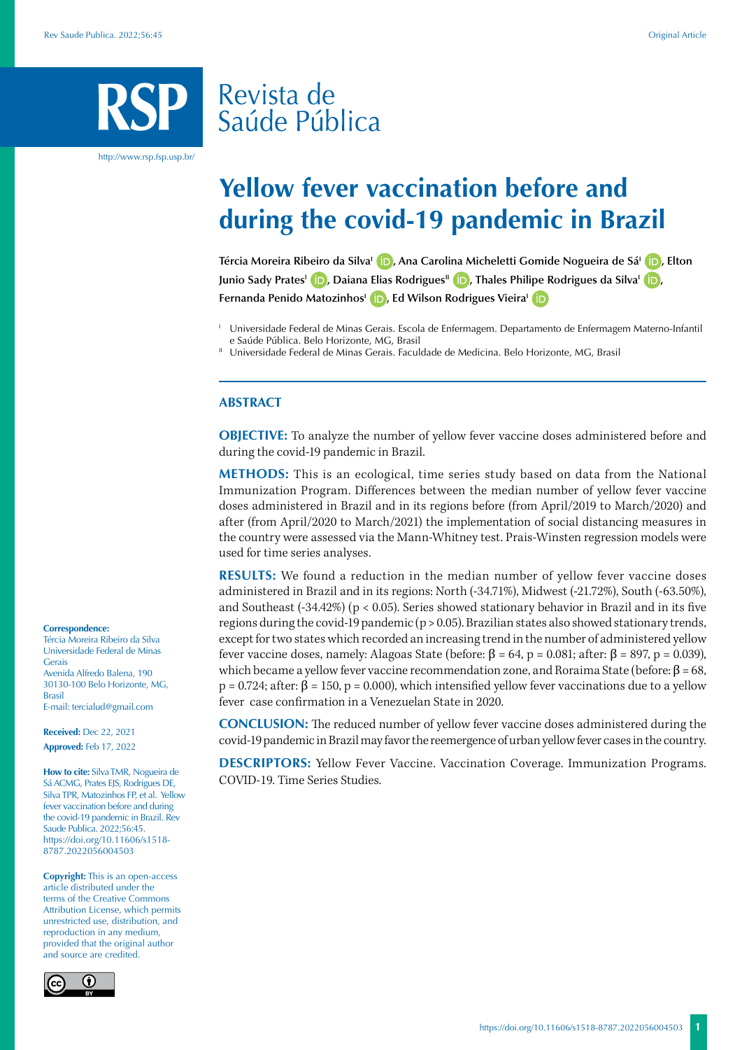# Yellow fever vaccination before and during the covid-19 pandemic in Brazil

**Tércia Moreira Ribeiro da Silva**[I], **Ana Carolina Micheletti Gomide Nogueira de Sá**[I], **Elton Junio Sady Prates**[I], **Daiana Elias Rodrigues**[II], **Thales Philipe Rodrigues da Silva**[I], **Fernanda Penido Matozinhos**[I], **Ed Wilson Rodrigues Vieira**[I]

[I] Universidade Federal de Minas Gerais. Escola de Enfermagem. Departamento de Enfermagem Materno-Infantil e Saúde Pública. Belo Horizonte, MG, Brasil

[II] Universidade Federal de Minas Gerais. Faculdade de Medicina. Belo Horizonte, MG, Brasil

## ABSTRACT

**OBJECTIVE:** To analyze the number of yellow fever vaccine doses administered before and during the covid-19 pandemic in Brazil.

**METHODS:** This is an ecological, time series study based on data from the National Immunization Program. Differences between the median number of yellow fever vaccine doses administered in Brazil and in its regions before (from April/2019 to March/2020) and after (from April/2020 to March/2021) the implementation of social distancing measures in the country were assessed via the Mann-Whitney test. Prais-Winsten regression models were used for time series analyses.

**RESULTS:** We found a reduction in the median number of yellow fever vaccine doses administered in Brazil and in its regions: North (-34.71%), Midwest (-21.72%), South (-63.50%), and Southeast (-34.42%) ($p < 0.05$). Series showed stationary behavior in Brazil and in its five regions during the covid-19 pandemic ($p > 0.05$). Brazilian states also showed stationary trends, except for two states which recorded an increasing trend in the number of administered yellow fever vaccine doses, namely: Alagoas State (before: $\beta = 64$, $p = 0.081$; after: $\beta = 897$, $p = 0.039$), which became a yellow fever vaccine recommendation zone, and Roraima State (before: $\beta = 68$, $p = 0.724$; after: $\beta = 150$, $p = 0.000$), which intensified yellow fever vaccinations due to a yellow fever case confirmation in a Venezuelan State in 2020.

**CONCLUSION:** The reduced number of yellow fever vaccine doses administered during the covid-19 pandemic in Brazil may favor the reemergence of urban yellow fever cases in the country.

**DESCRIPTORS:** Yellow Fever Vaccine. Vaccination Coverage. Immunization Programs. COVID-19. Time Series Studies.

**Correspondence:**
Tércia Moreira Ribeiro da Silva
Universidade Federal de Minas Gerais
Avenida Alfredo Balena, 190
30130-100 Belo Horizonte, MG, Brasil
E-mail: tercialud@gmail.com

**Received:** Dec 22, 2021
**Approved:** Feb 17, 2022

**How to cite:** Silva TMR, Nogueira de Sá ACMG, Prates EJS, Rodrigues DE, Silva TPR, Matozinhos FP, et al. Yellow fever vaccination before and during the covid-19 pandemic in Brazil. Rev Saude Publica. 2022;56:45. https://doi.org/10.11606/s1518-8787.2022056004503

**Copyright:** This is an open-access article distributed under the terms of the Creative Commons Attribution License, which permits unrestricted use, distribution, and reproduction in any medium, provided that the original author and source are credited.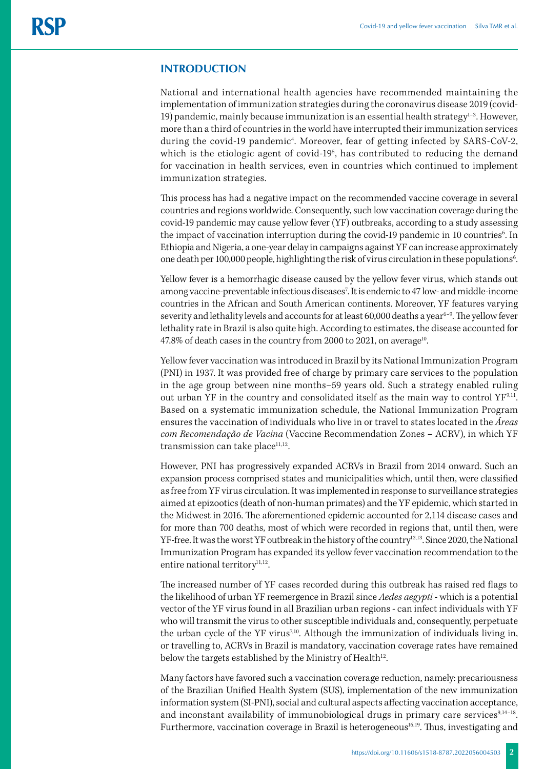## INTRODUCTION

National and international health agencies have recommended maintaining the implementation of immunization strategies during the coronavirus disease 2019 (covid-19) pandemic, mainly because immunization is an essential health strategy[1–3]. However, more than a third of countries in the world have interrupted their immunization services during the covid-19 pandemic[4]. Moreover, fear of getting infected by SARS-CoV-2, which is the etiologic agent of covid-19[5], has contributed to reducing the demand for vaccination in health services, even in countries which continued to implement immunization strategies.

This process has had a negative impact on the recommended vaccine coverage in several countries and regions worldwide. Consequently, such low vaccination coverage during the covid-19 pandemic may cause yellow fever (YF) outbreaks, according to a study assessing the impact of vaccination interruption during the covid-19 pandemic in 10 countries[6]. In Ethiopia and Nigeria, a one-year delay in campaigns against YF can increase approximately one death per 100,000 people, highlighting the risk of virus circulation in these populations[6].

Yellow fever is a hemorrhagic disease caused by the yellow fever virus, which stands out among vaccine-preventable infectious diseases[7]. It is endemic to 47 low- and middle-income countries in the African and South American continents. Moreover, YF features varying severity and lethality levels and accounts for at least 60,000 deaths a year[6–9]. The yellow fever lethality rate in Brazil is also quite high. According to estimates, the disease accounted for 47.8% of death cases in the country from 2000 to 2021, on average[10].

Yellow fever vaccination was introduced in Brazil by its National Immunization Program (PNI) in 1937. It was provided free of charge by primary care services to the population in the age group between nine months–59 years old. Such a strategy enabled ruling out urban YF in the country and consolidated itself as the main way to control YF[9,11]. Based on a systematic immunization schedule, the National Immunization Program ensures the vaccination of individuals who live in or travel to states located in the *Áreas com Recomendação de Vacina* (Vaccine Recommendation Zones – ACRV), in which YF transmission can take place[11,12].

However, PNI has progressively expanded ACRVs in Brazil from 2014 onward. Such an expansion process comprised states and municipalities which, until then, were classified as free from YF virus circulation. It was implemented in response to surveillance strategies aimed at epizootics (death of non-human primates) and the YF epidemic, which started in the Midwest in 2016. The aforementioned epidemic accounted for 2,114 disease cases and for more than 700 deaths, most of which were recorded in regions that, until then, were YF-free. It was the worst YF outbreak in the history of the country[12,13]. Since 2020, the National Immunization Program has expanded its yellow fever vaccination recommendation to the entire national territory[11,12].

The increased number of YF cases recorded during this outbreak has raised red flags to the likelihood of urban YF reemergence in Brazil since *Aedes aegypti* - which is a potential vector of the YF virus found in all Brazilian urban regions - can infect individuals with YF who will transmit the virus to other susceptible individuals and, consequently, perpetuate the urban cycle of the YF virus[7,10]. Although the immunization of individuals living in, or travelling to, ACRVs in Brazil is mandatory, vaccination coverage rates have remained below the targets established by the Ministry of Health[12].

Many factors have favored such a vaccination coverage reduction, namely: precariousness of the Brazilian Unified Health System (SUS), implementation of the new immunization information system (SI-PNI), social and cultural aspects affecting vaccination acceptance, and inconstant availability of immunobiological drugs in primary care services[9,14–18]. Furthermore, vaccination coverage in Brazil is heterogeneous[16,19]. Thus, investigating and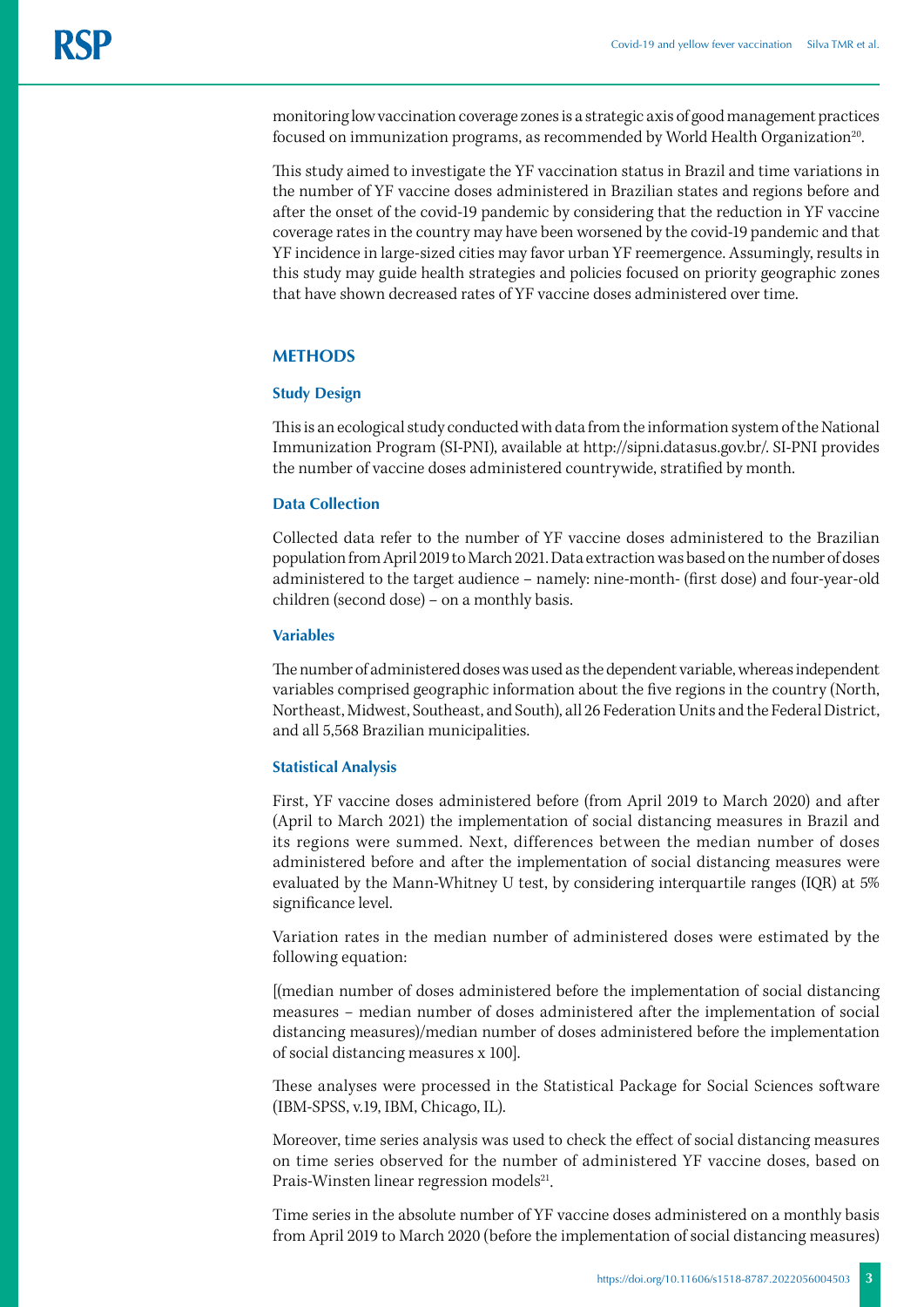monitoring low vaccination coverage zones is a strategic axis of good management practices focused on immunization programs, as recommended by World Health Organization[20].

This study aimed to investigate the YF vaccination status in Brazil and time variations in the number of YF vaccine doses administered in Brazilian states and regions before and after the onset of the covid-19 pandemic by considering that the reduction in YF vaccine coverage rates in the country may have been worsened by the covid-19 pandemic and that YF incidence in large-sized cities may favor urban YF reemergence. Assumingly, results in this study may guide health strategies and policies focused on priority geographic zones that have shown decreased rates of YF vaccine doses administered over time.

## METHODS

### Study Design

This is an ecological study conducted with data from the information system of the National Immunization Program (SI-PNI), available at http://sipni.datasus.gov.br/. SI-PNI provides the number of vaccine doses administered countrywide, stratified by month.

### Data Collection

Collected data refer to the number of YF vaccine doses administered to the Brazilian population from April 2019 to March 2021. Data extraction was based on the number of doses administered to the target audience – namely: nine-month- (first dose) and four-year-old children (second dose) – on a monthly basis.

### Variables

The number of administered doses was used as the dependent variable, whereas independent variables comprised geographic information about the five regions in the country (North, Northeast, Midwest, Southeast, and South), all 26 Federation Units and the Federal District, and all 5,568 Brazilian municipalities.

### Statistical Analysis

First, YF vaccine doses administered before (from April 2019 to March 2020) and after (April to March 2021) the implementation of social distancing measures in Brazil and its regions were summed. Next, differences between the median number of doses administered before and after the implementation of social distancing measures were evaluated by the Mann-Whitney U test, by considering interquartile ranges (IQR) at 5% significance level.

Variation rates in the median number of administered doses were estimated by the following equation:

[(median number of doses administered before the implementation of social distancing measures – median number of doses administered after the implementation of social distancing measures)/median number of doses administered before the implementation of social distancing measures x 100].

These analyses were processed in the Statistical Package for Social Sciences software (IBM-SPSS, v.19, IBM, Chicago, IL).

Moreover, time series analysis was used to check the effect of social distancing measures on time series observed for the number of administered YF vaccine doses, based on Prais-Winsten linear regression models[21].

Time series in the absolute number of YF vaccine doses administered on a monthly basis from April 2019 to March 2020 (before the implementation of social distancing measures)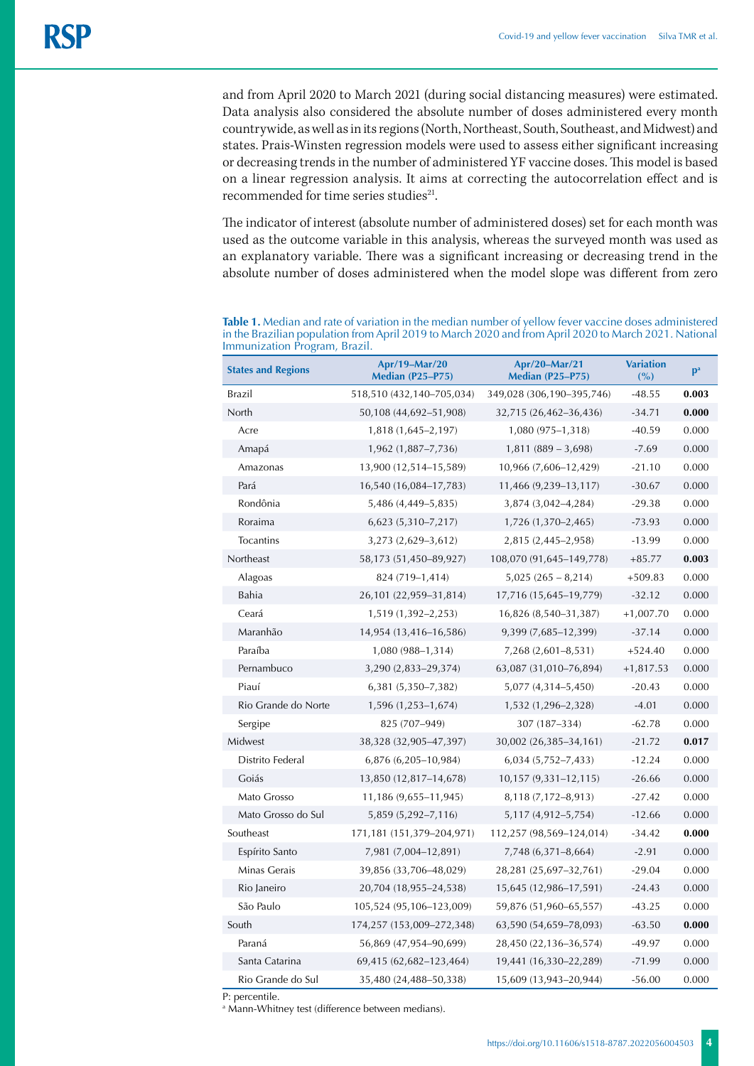and from April 2020 to March 2021 (during social distancing measures) were estimated. Data analysis also considered the absolute number of doses administered every month countrywide, as well as in its regions (North, Northeast, South, Southeast, and Midwest) and states. Prais-Winsten regression models were used to assess either significant increasing or decreasing trends in the number of administered YF vaccine doses. This model is based on a linear regression analysis. It aims at correcting the autocorrelation effect and is recommended for time series studies[21].

The indicator of interest (absolute number of administered doses) set for each month was used as the outcome variable in this analysis, whereas the surveyed month was used as an explanatory variable. There was a significant increasing or decreasing trend in the absolute number of doses administered when the model slope was different from zero

**Table 1.** Median and rate of variation in the median number of yellow fever vaccine doses administered in the Brazilian population from April 2019 to March 2020 and from April 2020 to March 2021. National Immunization Program, Brazil.

| States and Regions | Apr/19–Mar/20 Median (P25–P75) | Apr/20–Mar/21 Median (P25–P75) | Variation (%) | p[a] |
|---|---|---|---|---|
| Brazil | 518,510 (432,140–705,034) | 349,028 (306,190–395,746) | -48.55 | **0.003** |
| North | 50,108 (44,692–51,908) | 32,715 (26,462–36,436) | -34.71 | **0.000** |
| Acre | 1,818 (1,645–2,197) | 1,080 (975–1,318) | -40.59 | 0.000 |
| Amapá | 1,962 (1,887–7,736) | 1,811 (889 – 3,698) | -7.69 | 0.000 |
| Amazonas | 13,900 (12,514–15,589) | 10,966 (7,606–12,429) | -21.10 | 0.000 |
| Pará | 16,540 (16,084–17,783) | 11,466 (9,239–13,117) | -30.67 | 0.000 |
| Rondônia | 5,486 (4,449–5,835) | 3,874 (3,042–4,284) | -29.38 | 0.000 |
| Roraima | 6,623 (5,310–7,217) | 1,726 (1,370–2,465) | -73.93 | 0.000 |
| Tocantins | 3,273 (2,629–3,612) | 2,815 (2,445–2,958) | -13.99 | 0.000 |
| Northeast | 58,173 (51,450–89,927) | 108,070 (91,645–149,778) | +85.77 | **0.003** |
| Alagoas | 824 (719–1,414) | 5,025 (265 – 8,214) | +509.83 | 0.000 |
| Bahia | 26,101 (22,959–31,814) | 17,716 (15,645–19,779) | -32.12 | 0.000 |
| Ceará | 1,519 (1,392–2,253) | 16,826 (8,540–31,387) | +1,007.70 | 0.000 |
| Maranhão | 14,954 (13,416–16,586) | 9,399 (7,685–12,399) | -37.14 | 0.000 |
| Paraíba | 1,080 (988–1,314) | 7,268 (2,601–8,531) | +524.40 | 0.000 |
| Pernambuco | 3,290 (2,833–29,374) | 63,087 (31,010–76,894) | +1,817.53 | 0.000 |
| Piauí | 6,381 (5,350–7,382) | 5,077 (4,314–5,450) | -20.43 | 0.000 |
| Rio Grande do Norte | 1,596 (1,253–1,674) | 1,532 (1,296–2,328) | -4.01 | 0.000 |
| Sergipe | 825 (707–949) | 307 (187–334) | -62.78 | 0.000 |
| Midwest | 38,328 (32,905–47,397) | 30,002 (26,385–34,161) | -21.72 | **0.017** |
| Distrito Federal | 6,876 (6,205–10,984) | 6,034 (5,752–7,433) | -12.24 | 0.000 |
| Goiás | 13,850 (12,817–14,678) | 10,157 (9,331–12,115) | -26.66 | 0.000 |
| Mato Grosso | 11,186 (9,655–11,945) | 8,118 (7,172–8,913) | -27.42 | 0.000 |
| Mato Grosso do Sul | 5,859 (5,292–7,116) | 5,117 (4,912–5,754) | -12.66 | 0.000 |
| Southeast | 171,181 (151,379–204,971) | 112,257 (98,569–124,014) | -34.42 | **0.000** |
| Espírito Santo | 7,981 (7,004–12,891) | 7,748 (6,371–8,664) | -2.91 | 0.000 |
| Minas Gerais | 39,856 (33,706–48,029) | 28,281 (25,697–32,761) | -29.04 | 0.000 |
| Rio Janeiro | 20,704 (18,955–24,538) | 15,645 (12,986–17,591) | -24.43 | 0.000 |
| São Paulo | 105,524 (95,106–123,009) | 59,876 (51,960–65,557) | -43.25 | 0.000 |
| South | 174,257 (153,009–272,348) | 63,590 (54,659–78,093) | -63.50 | **0.000** |
| Paraná | 56,869 (47,954–90,699) | 28,450 (22,136–36,574) | -49.97 | 0.000 |
| Santa Catarina | 69,415 (62,682–123,464) | 19,441 (16,330–22,289) | -71.99 | 0.000 |
| Rio Grande do Sul | 35,480 (24,488–50,338) | 15,609 (13,943–20,944) | -56.00 | 0.000 |

P: percentile.

[a] Mann-Whitney test (difference between medians).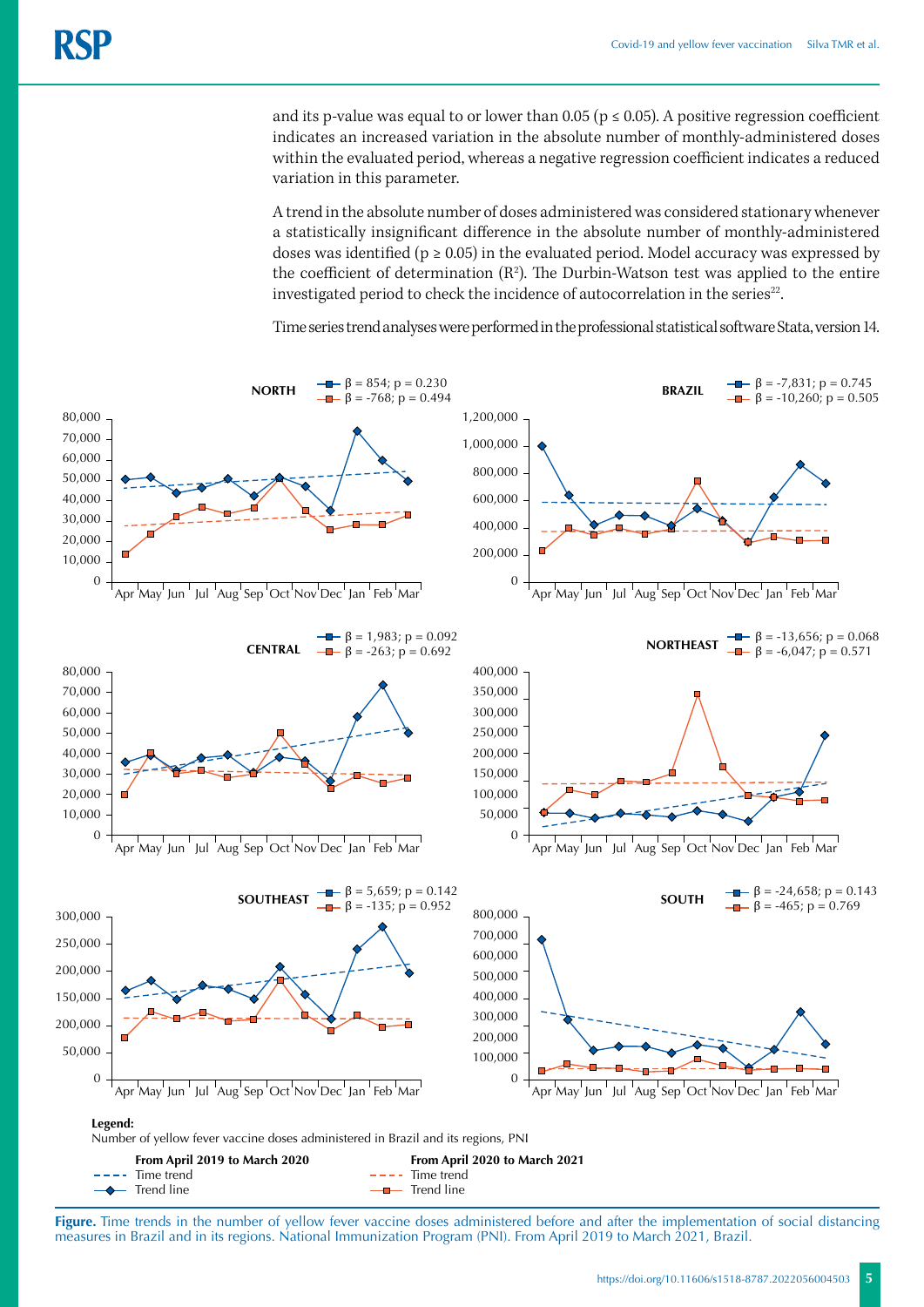and its p-value was equal to or lower than 0.05 ($p \leq 0.05$). A positive regression coefficient indicates an increased variation in the absolute number of monthly-administered doses within the evaluated period, whereas a negative regression coefficient indicates a reduced variation in this parameter.

A trend in the absolute number of doses administered was considered stationary whenever a statistically insignificant difference in the absolute number of monthly-administered doses was identified ($p \geq 0.05$) in the evaluated period. Model accuracy was expressed by the coefficient of determination ($R^2$). The Durbin-Watson test was applied to the entire investigated period to check the incidence of autocorrelation in the series[22].

Time series trend analyses were performed in the professional statistical software Stata, version 14.

NORTH: β = 854; p = 0.230 / β = -768; p = 0.494

BRAZIL: β = -7,831; p = 0.745 / β = -10,260; p = 0.505

CENTRAL: β = 1,983; p = 0.092 / β = -263; p = 0.692

NORTHEAST: β = -13,656; p = 0.068 / β = -6,047; p = 0.571

SOUTHEAST: β = 5,659; p = 0.142 / β = -135; p = 0.952

SOUTH: β = -24,658; p = 0.143 / β = -465; p = 0.769

**Legend:**
Number of yellow fever vaccine doses administered in Brazil and its regions, PNI

**From April 2019 to March 2020**: Time trend; Trend line

**From April 2020 to March 2021**: Time trend; Trend line

**Figure.** Time trends in the number of yellow fever vaccine doses administered before and after the implementation of social distancing measures in Brazil and in its regions. National Immunization Program (PNI). From April 2019 to March 2021, Brazil.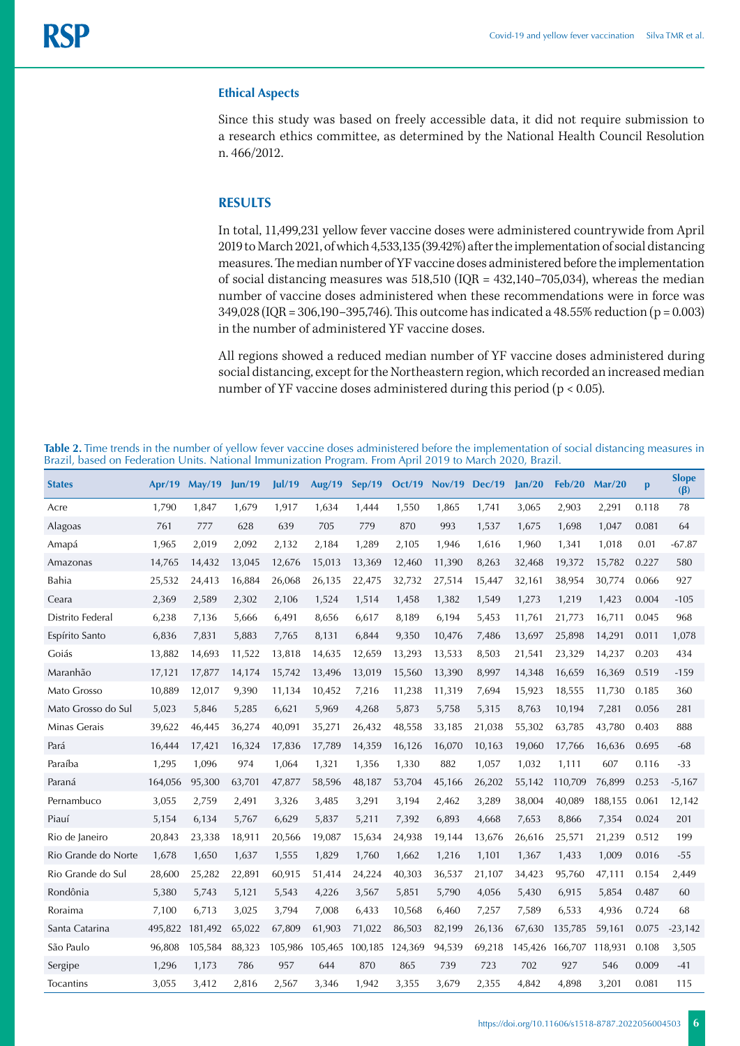### Ethical Aspects

Since this study was based on freely accessible data, it did not require submission to a research ethics committee, as determined by the National Health Council Resolution n. 466/2012.

## RESULTS

In total, 11,499,231 yellow fever vaccine doses were administered countrywide from April 2019 to March 2021, of which 4,533,135 (39.42%) after the implementation of social distancing measures. The median number of YF vaccine doses administered before the implementation of social distancing measures was 518,510 (IQR = 432,140–705,034), whereas the median number of vaccine doses administered when these recommendations were in force was 349,028 (IQR = 306,190–395,746). This outcome has indicated a 48.55% reduction ($p = 0.003$) in the number of administered YF vaccine doses.

All regions showed a reduced median number of YF vaccine doses administered during social distancing, except for the Northeastern region, which recorded an increased median number of YF vaccine doses administered during this period ($p < 0.05$).

**Table 2.** Time trends in the number of yellow fever vaccine doses administered before the implementation of social distancing measures in Brazil, based on Federation Units. National Immunization Program. From April 2019 to March 2020, Brazil.

| States | Apr/19 | May/19 | Jun/19 | Jul/19 | Aug/19 | Sep/19 | Oct/19 | Nov/19 | Dec/19 | Jan/20 | Feb/20 | Mar/20 | p | Slope (β) |
|---|---|---|---|---|---|---|---|---|---|---|---|---|---|---|
| Acre | 1,790 | 1,847 | 1,679 | 1,917 | 1,634 | 1,444 | 1,550 | 1,865 | 1,741 | 3,065 | 2,903 | 2,291 | 0.118 | 78 |
| Alagoas | 761 | 777 | 628 | 639 | 705 | 779 | 870 | 993 | 1,537 | 1,675 | 1,698 | 1,047 | 0.081 | 64 |
| Amapá | 1,965 | 2,019 | 2,092 | 2,132 | 2,184 | 1,289 | 2,105 | 1,946 | 1,616 | 1,960 | 1,341 | 1,018 | 0.01 | -67.87 |
| Amazonas | 14,765 | 14,432 | 13,045 | 12,676 | 15,013 | 13,369 | 12,460 | 11,390 | 8,263 | 32,468 | 19,372 | 15,782 | 0.227 | 580 |
| Bahia | 25,532 | 24,413 | 16,884 | 26,068 | 26,135 | 22,475 | 32,732 | 27,514 | 15,447 | 32,161 | 38,954 | 30,774 | 0.066 | 927 |
| Ceara | 2,369 | 2,589 | 2,302 | 2,106 | 1,524 | 1,514 | 1,458 | 1,382 | 1,549 | 1,273 | 1,219 | 1,423 | 0.004 | -105 |
| Distrito Federal | 6,238 | 7,136 | 5,666 | 6,491 | 8,656 | 6,617 | 8,189 | 6,194 | 5,453 | 11,761 | 21,773 | 16,711 | 0.045 | 968 |
| Espírito Santo | 6,836 | 7,831 | 5,883 | 7,765 | 8,131 | 6,844 | 9,350 | 10,476 | 7,486 | 13,697 | 25,898 | 14,291 | 0.011 | 1,078 |
| Goiás | 13,882 | 14,693 | 11,522 | 13,818 | 14,635 | 12,659 | 13,293 | 13,533 | 8,503 | 21,541 | 23,329 | 14,237 | 0.203 | 434 |
| Maranhão | 17,121 | 17,877 | 14,174 | 15,742 | 13,496 | 13,019 | 15,560 | 13,390 | 8,997 | 14,348 | 16,659 | 16,369 | 0.519 | -159 |
| Mato Grosso | 10,889 | 12,017 | 9,390 | 11,134 | 10,452 | 7,216 | 11,238 | 11,319 | 7,694 | 15,923 | 18,555 | 11,730 | 0.185 | 360 |
| Mato Grosso do Sul | 5,023 | 5,846 | 5,285 | 6,621 | 5,969 | 4,268 | 5,873 | 5,758 | 5,315 | 8,763 | 10,194 | 7,281 | 0.056 | 281 |
| Minas Gerais | 39,622 | 46,445 | 36,274 | 40,091 | 35,271 | 26,432 | 48,558 | 33,185 | 21,038 | 55,302 | 63,785 | 43,780 | 0.403 | 888 |
| Pará | 16,444 | 17,421 | 16,324 | 17,836 | 17,789 | 14,359 | 16,126 | 16,070 | 10,163 | 19,060 | 17,766 | 16,636 | 0.695 | -68 |
| Paraíba | 1,295 | 1,096 | 974 | 1,064 | 1,321 | 1,356 | 1,330 | 882 | 1,057 | 1,032 | 1,111 | 607 | 0.116 | -33 |
| Paraná | 164,056 | 95,300 | 63,701 | 47,877 | 58,596 | 48,187 | 53,704 | 45,166 | 26,202 | 55,142 | 110,709 | 76,899 | 0.253 | -5,167 |
| Pernambuco | 3,055 | 2,759 | 2,491 | 3,326 | 3,485 | 3,291 | 3,194 | 2,462 | 3,289 | 38,004 | 40,089 | 188,155 | 0.061 | 12,142 |
| Piauí | 5,154 | 6,134 | 5,767 | 6,629 | 5,837 | 5,211 | 7,392 | 6,893 | 4,668 | 7,653 | 8,866 | 7,354 | 0.024 | 201 |
| Rio de Janeiro | 20,843 | 23,338 | 18,911 | 20,566 | 19,087 | 15,634 | 24,938 | 19,144 | 13,676 | 26,616 | 25,571 | 21,239 | 0.512 | 199 |
| Rio Grande do Norte | 1,678 | 1,650 | 1,637 | 1,555 | 1,829 | 1,760 | 1,662 | 1,216 | 1,101 | 1,367 | 1,433 | 1,009 | 0.016 | -55 |
| Rio Grande do Sul | 28,600 | 25,282 | 22,891 | 60,915 | 51,414 | 24,224 | 40,303 | 36,537 | 21,107 | 34,423 | 95,760 | 47,111 | 0.154 | 2,449 |
| Rondônia | 5,380 | 5,743 | 5,121 | 5,543 | 4,226 | 3,567 | 5,851 | 5,790 | 4,056 | 5,430 | 6,915 | 5,854 | 0.487 | 60 |
| Roraima | 7,100 | 6,713 | 3,025 | 3,794 | 7,008 | 6,433 | 10,568 | 6,460 | 7,257 | 7,589 | 6,533 | 4,936 | 0.724 | 68 |
| Santa Catarina | 495,822 | 181,492 | 65,022 | 67,809 | 61,903 | 71,022 | 86,503 | 82,199 | 26,136 | 67,630 | 135,785 | 59,161 | 0.075 | -23,142 |
| São Paulo | 96,808 | 105,584 | 88,323 | 105,986 | 105,465 | 100,185 | 124,369 | 94,539 | 69,218 | 145,426 | 166,707 | 118,931 | 0.108 | 3,505 |
| Sergipe | 1,296 | 1,173 | 786 | 957 | 644 | 870 | 865 | 739 | 723 | 702 | 927 | 546 | 0.009 | -41 |
| Tocantins | 3,055 | 3,412 | 2,816 | 2,567 | 3,346 | 1,942 | 3,355 | 3,679 | 2,355 | 4,842 | 4,898 | 3,201 | 0.081 | 115 |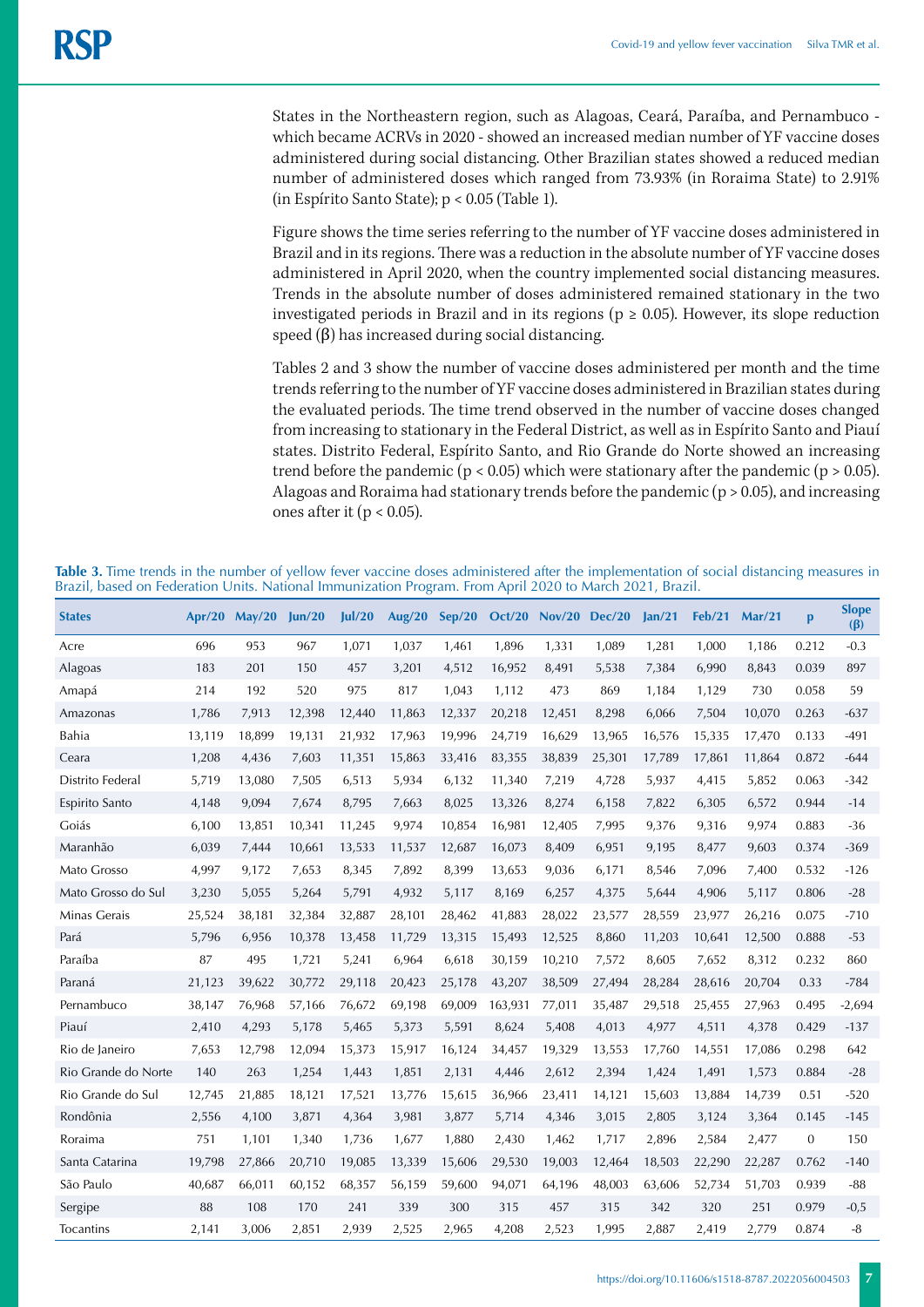States in the Northeastern region, such as Alagoas, Ceará, Paraíba, and Pernambuco - which became ACRVs in 2020 - showed an increased median number of YF vaccine doses administered during social distancing. Other Brazilian states showed a reduced median number of administered doses which ranged from 73.93% (in Roraima State) to 2.91% (in Espírito Santo State); $p < 0.05$ (Table 1).

Figure shows the time series referring to the number of YF vaccine doses administered in Brazil and in its regions. There was a reduction in the absolute number of YF vaccine doses administered in April 2020, when the country implemented social distancing measures. Trends in the absolute number of doses administered remained stationary in the two investigated periods in Brazil and in its regions ($p \geq 0.05$). However, its slope reduction speed (β) has increased during social distancing.

Tables 2 and 3 show the number of vaccine doses administered per month and the time trends referring to the number of YF vaccine doses administered in Brazilian states during the evaluated periods. The time trend observed in the number of vaccine doses changed from increasing to stationary in the Federal District, as well as in Espírito Santo and Piauí states. Distrito Federal, Espírito Santo, and Rio Grande do Norte showed an increasing trend before the pandemic ($p < 0.05$) which were stationary after the pandemic ($p > 0.05$). Alagoas and Roraima had stationary trends before the pandemic ($p > 0.05$), and increasing ones after it ($p < 0.05$).

**Table 3.** Time trends in the number of yellow fever vaccine doses administered after the implementation of social distancing measures in Brazil, based on Federation Units. National Immunization Program. From April 2020 to March 2021, Brazil.

| States | Apr/20 | May/20 | Jun/20 | Jul/20 | Aug/20 | Sep/20 | Oct/20 | Nov/20 | Dec/20 | Jan/21 | Feb/21 | Mar/21 | p | Slope (β) |
|---|---|---|---|---|---|---|---|---|---|---|---|---|---|---|
| Acre | 696 | 953 | 967 | 1,071 | 1,037 | 1,461 | 1,896 | 1,331 | 1,089 | 1,281 | 1,000 | 1,186 | 0.212 | -0.3 |
| Alagoas | 183 | 201 | 150 | 457 | 3,201 | 4,512 | 16,952 | 8,491 | 5,538 | 7,384 | 6,990 | 8,843 | 0.039 | 897 |
| Amapá | 214 | 192 | 520 | 975 | 817 | 1,043 | 1,112 | 473 | 869 | 1,184 | 1,129 | 730 | 0.058 | 59 |
| Amazonas | 1,786 | 7,913 | 12,398 | 12,440 | 11,863 | 12,337 | 20,218 | 12,451 | 8,298 | 6,066 | 7,504 | 10,070 | 0.263 | -637 |
| Bahia | 13,119 | 18,899 | 19,131 | 21,932 | 17,963 | 19,996 | 24,719 | 16,629 | 13,965 | 16,576 | 15,335 | 17,470 | 0.133 | -491 |
| Ceara | 1,208 | 4,436 | 7,603 | 11,351 | 15,863 | 33,416 | 83,355 | 38,839 | 25,301 | 17,789 | 17,861 | 11,864 | 0.872 | -644 |
| Distrito Federal | 5,719 | 13,080 | 7,505 | 6,513 | 5,934 | 6,132 | 11,340 | 7,219 | 4,728 | 5,937 | 4,415 | 5,852 | 0.063 | -342 |
| Espirito Santo | 4,148 | 9,094 | 7,674 | 8,795 | 7,663 | 8,025 | 13,326 | 8,274 | 6,158 | 7,822 | 6,305 | 6,572 | 0.944 | -14 |
| Goiás | 6,100 | 13,851 | 10,341 | 11,245 | 9,974 | 10,854 | 16,981 | 12,405 | 7,995 | 9,376 | 9,316 | 9,974 | 0.883 | -36 |
| Maranhão | 6,039 | 7,444 | 10,661 | 13,533 | 11,537 | 12,687 | 16,073 | 8,409 | 6,951 | 9,195 | 8,477 | 9,603 | 0.374 | -369 |
| Mato Grosso | 4,997 | 9,172 | 7,653 | 8,345 | 7,892 | 8,399 | 13,653 | 9,036 | 6,171 | 8,546 | 7,096 | 7,400 | 0.532 | -126 |
| Mato Grosso do Sul | 3,230 | 5,055 | 5,264 | 5,791 | 4,932 | 5,117 | 8,169 | 6,257 | 4,375 | 5,644 | 4,906 | 5,117 | 0.806 | -28 |
| Minas Gerais | 25,524 | 38,181 | 32,384 | 32,887 | 28,101 | 28,462 | 41,883 | 28,022 | 23,577 | 28,559 | 23,977 | 26,216 | 0.075 | -710 |
| Pará | 5,796 | 6,956 | 10,378 | 13,458 | 11,729 | 13,315 | 15,493 | 12,525 | 8,860 | 11,203 | 10,641 | 12,500 | 0.888 | -53 |
| Paraíba | 87 | 495 | 1,721 | 5,241 | 6,964 | 6,618 | 30,159 | 10,210 | 7,572 | 8,605 | 7,652 | 8,312 | 0.232 | 860 |
| Paraná | 21,123 | 39,622 | 30,772 | 29,118 | 20,423 | 25,178 | 43,207 | 38,509 | 27,494 | 28,284 | 28,616 | 20,704 | 0.33 | -784 |
| Pernambuco | 38,147 | 76,968 | 57,166 | 76,672 | 69,198 | 69,009 | 163,931 | 77,011 | 35,487 | 29,518 | 25,455 | 27,963 | 0.495 | -2,694 |
| Piauí | 2,410 | 4,293 | 5,178 | 5,465 | 5,373 | 5,591 | 8,624 | 5,408 | 4,013 | 4,977 | 4,511 | 4,378 | 0.429 | -137 |
| Rio de Janeiro | 7,653 | 12,798 | 12,094 | 15,373 | 15,917 | 16,124 | 34,457 | 19,329 | 13,553 | 17,760 | 14,551 | 17,086 | 0.298 | 642 |
| Rio Grande do Norte | 140 | 263 | 1,254 | 1,443 | 1,851 | 2,131 | 4,446 | 2,612 | 2,394 | 1,424 | 1,491 | 1,573 | 0.884 | -28 |
| Rio Grande do Sul | 12,745 | 21,885 | 18,121 | 17,521 | 13,776 | 15,615 | 36,966 | 23,411 | 14,121 | 15,603 | 13,884 | 14,739 | 0.51 | -520 |
| Rondônia | 2,556 | 4,100 | 3,871 | 4,364 | 3,981 | 3,877 | 5,714 | 4,346 | 3,015 | 2,805 | 3,124 | 3,364 | 0.145 | -145 |
| Roraima | 751 | 1,101 | 1,340 | 1,736 | 1,677 | 1,880 | 2,430 | 1,462 | 1,717 | 2,896 | 2,584 | 2,477 | 0 | 150 |
| Santa Catarina | 19,798 | 27,866 | 20,710 | 19,085 | 13,339 | 15,606 | 29,530 | 19,003 | 12,464 | 18,503 | 22,290 | 22,287 | 0.762 | -140 |
| São Paulo | 40,687 | 66,011 | 60,152 | 68,357 | 56,159 | 59,600 | 94,071 | 64,196 | 48,003 | 63,606 | 52,734 | 51,703 | 0.939 | -88 |
| Sergipe | 88 | 108 | 170 | 241 | 339 | 300 | 315 | 457 | 315 | 342 | 320 | 251 | 0.979 | -0,5 |
| Tocantins | 2,141 | 3,006 | 2,851 | 2,939 | 2,525 | 2,965 | 4,208 | 2,523 | 1,995 | 2,887 | 2,419 | 2,779 | 0.874 | -8 |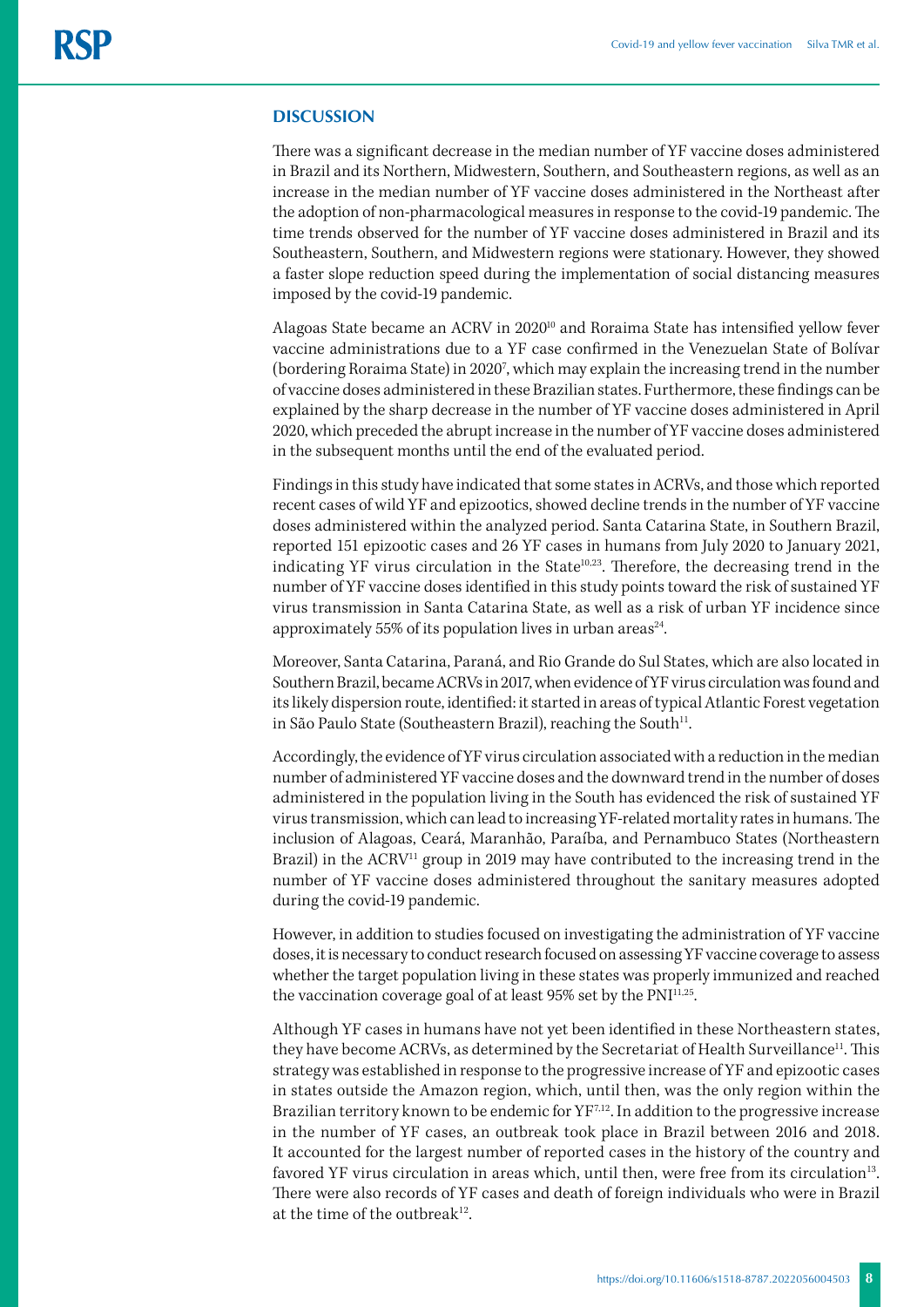## DISCUSSION

There was a significant decrease in the median number of YF vaccine doses administered in Brazil and its Northern, Midwestern, Southern, and Southeastern regions, as well as an increase in the median number of YF vaccine doses administered in the Northeast after the adoption of non-pharmacological measures in response to the covid-19 pandemic. The time trends observed for the number of YF vaccine doses administered in Brazil and its Southeastern, Southern, and Midwestern regions were stationary. However, they showed a faster slope reduction speed during the implementation of social distancing measures imposed by the covid-19 pandemic.

Alagoas State became an ACRV in 2020[10] and Roraima State has intensified yellow fever vaccine administrations due to a YF case confirmed in the Venezuelan State of Bolívar (bordering Roraima State) in 2020[7], which may explain the increasing trend in the number of vaccine doses administered in these Brazilian states. Furthermore, these findings can be explained by the sharp decrease in the number of YF vaccine doses administered in April 2020, which preceded the abrupt increase in the number of YF vaccine doses administered in the subsequent months until the end of the evaluated period.

Findings in this study have indicated that some states in ACRVs, and those which reported recent cases of wild YF and epizootics, showed decline trends in the number of YF vaccine doses administered within the analyzed period. Santa Catarina State, in Southern Brazil, reported 151 epizootic cases and 26 YF cases in humans from July 2020 to January 2021, indicating YF virus circulation in the State[10,23]. Therefore, the decreasing trend in the number of YF vaccine doses identified in this study points toward the risk of sustained YF virus transmission in Santa Catarina State, as well as a risk of urban YF incidence since approximately 55% of its population lives in urban areas[24].

Moreover, Santa Catarina, Paraná, and Rio Grande do Sul States, which are also located in Southern Brazil, became ACRVs in 2017, when evidence of YF virus circulation was found and its likely dispersion route, identified: it started in areas of typical Atlantic Forest vegetation in São Paulo State (Southeastern Brazil), reaching the South[11].

Accordingly, the evidence of YF virus circulation associated with a reduction in the median number of administered YF vaccine doses and the downward trend in the number of doses administered in the population living in the South has evidenced the risk of sustained YF virus transmission, which can lead to increasing YF-related mortality rates in humans. The inclusion of Alagoas, Ceará, Maranhão, Paraíba, and Pernambuco States (Northeastern Brazil) in the ACRV[11] group in 2019 may have contributed to the increasing trend in the number of YF vaccine doses administered throughout the sanitary measures adopted during the covid-19 pandemic.

However, in addition to studies focused on investigating the administration of YF vaccine doses, it is necessary to conduct research focused on assessing YF vaccine coverage to assess whether the target population living in these states was properly immunized and reached the vaccination coverage goal of at least 95% set by the PNI[11,25].

Although YF cases in humans have not yet been identified in these Northeastern states, they have become ACRVs, as determined by the Secretariat of Health Surveillance[11]. This strategy was established in response to the progressive increase of YF and epizootic cases in states outside the Amazon region, which, until then, was the only region within the Brazilian territory known to be endemic for YF[7,12]. In addition to the progressive increase in the number of YF cases, an outbreak took place in Brazil between 2016 and 2018. It accounted for the largest number of reported cases in the history of the country and favored YF virus circulation in areas which, until then, were free from its circulation[13]. There were also records of YF cases and death of foreign individuals who were in Brazil at the time of the outbreak[12].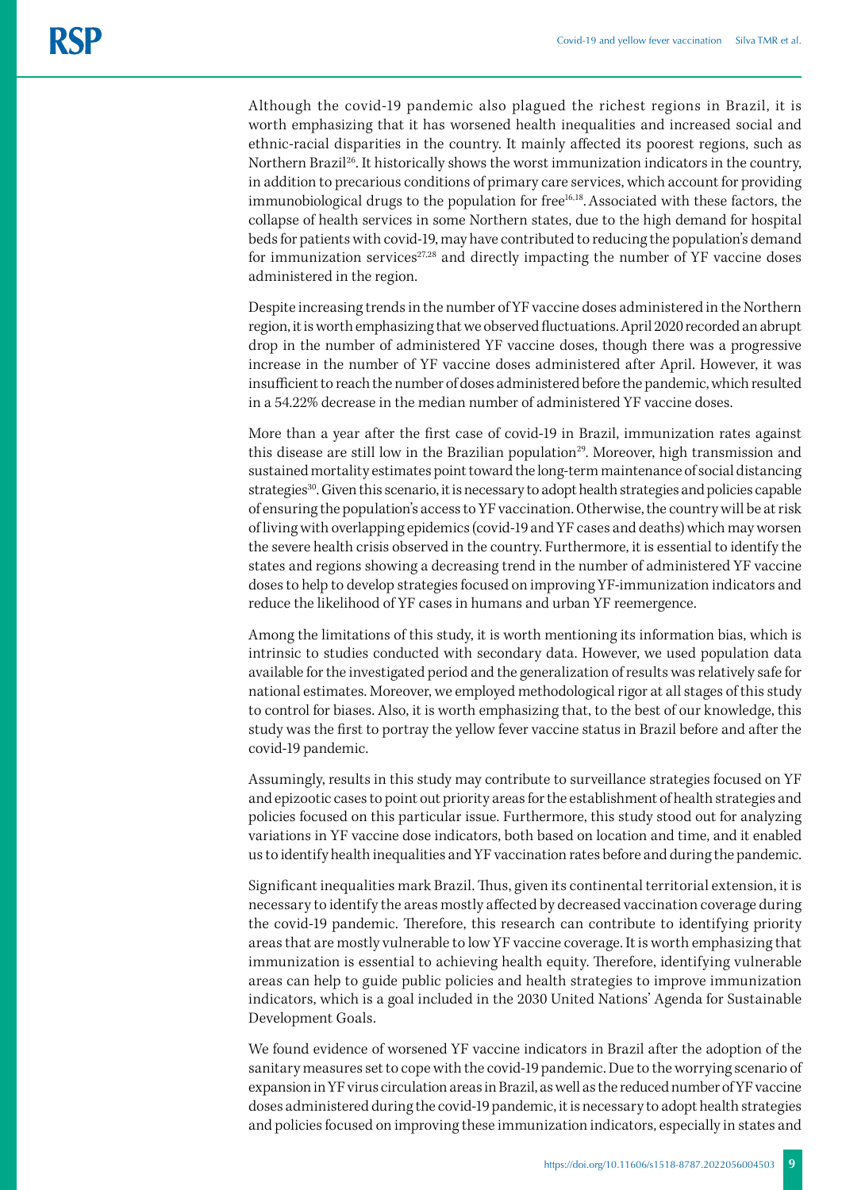Although the covid-19 pandemic also plagued the richest regions in Brazil, it is worth emphasizing that it has worsened health inequalities and increased social and ethnic-racial disparities in the country. It mainly affected its poorest regions, such as Northern Brazil[26]. It historically shows the worst immunization indicators in the country, in addition to precarious conditions of primary care services, which account for providing immunobiological drugs to the population for free[16,18]. Associated with these factors, the collapse of health services in some Northern states, due to the high demand for hospital beds for patients with covid-19, may have contributed to reducing the population's demand for immunization services[27,28] and directly impacting the number of YF vaccine doses administered in the region.

Despite increasing trends in the number of YF vaccine doses administered in the Northern region, it is worth emphasizing that we observed fluctuations. April 2020 recorded an abrupt drop in the number of administered YF vaccine doses, though there was a progressive increase in the number of YF vaccine doses administered after April. However, it was insufficient to reach the number of doses administered before the pandemic, which resulted in a 54.22% decrease in the median number of administered YF vaccine doses.

More than a year after the first case of covid-19 in Brazil, immunization rates against this disease are still low in the Brazilian population[29]. Moreover, high transmission and sustained mortality estimates point toward the long-term maintenance of social distancing strategies[30]. Given this scenario, it is necessary to adopt health strategies and policies capable of ensuring the population's access to YF vaccination. Otherwise, the country will be at risk of living with overlapping epidemics (covid-19 and YF cases and deaths) which may worsen the severe health crisis observed in the country. Furthermore, it is essential to identify the states and regions showing a decreasing trend in the number of administered YF vaccine doses to help to develop strategies focused on improving YF-immunization indicators and reduce the likelihood of YF cases in humans and urban YF reemergence.

Among the limitations of this study, it is worth mentioning its information bias, which is intrinsic to studies conducted with secondary data. However, we used population data available for the investigated period and the generalization of results was relatively safe for national estimates. Moreover, we employed methodological rigor at all stages of this study to control for biases. Also, it is worth emphasizing that, to the best of our knowledge, this study was the first to portray the yellow fever vaccine status in Brazil before and after the covid-19 pandemic.

Assumingly, results in this study may contribute to surveillance strategies focused on YF and epizootic cases to point out priority areas for the establishment of health strategies and policies focused on this particular issue. Furthermore, this study stood out for analyzing variations in YF vaccine dose indicators, both based on location and time, and it enabled us to identify health inequalities and YF vaccination rates before and during the pandemic.

Significant inequalities mark Brazil. Thus, given its continental territorial extension, it is necessary to identify the areas mostly affected by decreased vaccination coverage during the covid-19 pandemic. Therefore, this research can contribute to identifying priority areas that are mostly vulnerable to low YF vaccine coverage. It is worth emphasizing that immunization is essential to achieving health equity. Therefore, identifying vulnerable areas can help to guide public policies and health strategies to improve immunization indicators, which is a goal included in the 2030 United Nations' Agenda for Sustainable Development Goals.

We found evidence of worsened YF vaccine indicators in Brazil after the adoption of the sanitary measures set to cope with the covid-19 pandemic. Due to the worrying scenario of expansion in YF virus circulation areas in Brazil, as well as the reduced number of YF vaccine doses administered during the covid-19 pandemic, it is necessary to adopt health strategies and policies focused on improving these immunization indicators, especially in states and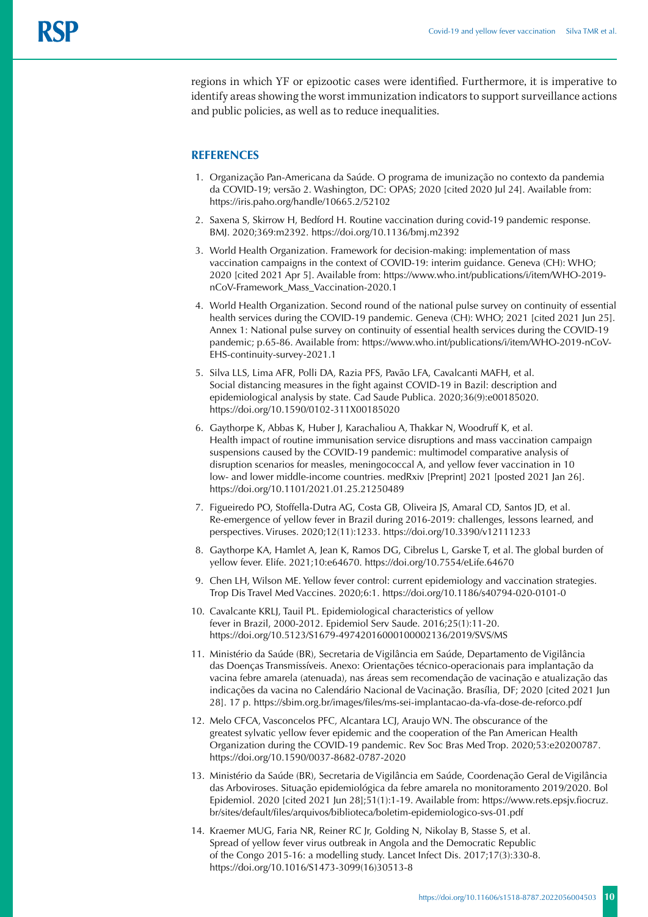regions in which YF or epizootic cases were identified. Furthermore, it is imperative to identify areas showing the worst immunization indicators to support surveillance actions and public policies, as well as to reduce inequalities.

## REFERENCES

1. Organização Pan-Americana da Saúde. O programa de imunização no contexto da pandemia da COVID-19; versão 2. Washington, DC: OPAS; 2020 [cited 2020 Jul 24]. Available from: https://iris.paho.org/handle/10665.2/52102
2. Saxena S, Skirrow H, Bedford H. Routine vaccination during covid-19 pandemic response. BMJ. 2020;369:m2392. https://doi.org/10.1136/bmj.m2392
3. World Health Organization. Framework for decision-making: implementation of mass vaccination campaigns in the context of COVID-19: interim guidance. Geneva (CH): WHO; 2020 [cited 2021 Apr 5]. Available from: https://www.who.int/publications/i/item/WHO-2019-nCoV-Framework_Mass_Vaccination-2020.1
4. World Health Organization. Second round of the national pulse survey on continuity of essential health services during the COVID-19 pandemic. Geneva (CH): WHO; 2021 [cited 2021 Jun 25]. Annex 1: National pulse survey on continuity of essential health services during the COVID-19 pandemic; p.65-86. Available from: https://www.who.int/publications/i/item/WHO-2019-nCoV-EHS-continuity-survey-2021.1
5. Silva LLS, Lima AFR, Polli DA, Razia PFS, Pavão LFA, Cavalcanti MAFH, et al. Social distancing measures in the fight against COVID-19 in Bazil: description and epidemiological analysis by state. Cad Saude Publica. 2020;36(9):e00185020. https://doi.org/10.1590/0102-311X00185020
6. Gaythorpe K, Abbas K, Huber J, Karachaliou A, Thakkar N, Woodruff K, et al. Health impact of routine immunisation service disruptions and mass vaccination campaign suspensions caused by the COVID-19 pandemic: multimodel comparative analysis of disruption scenarios for measles, meningococcal A, and yellow fever vaccination in 10 low- and lower middle-income countries. medRxiv [Preprint] 2021 [posted 2021 Jan 26]. https://doi.org/10.1101/2021.01.25.21250489
7. Figueiredo PO, Stoffella-Dutra AG, Costa GB, Oliveira JS, Amaral CD, Santos JD, et al. Re-emergence of yellow fever in Brazil during 2016-2019: challenges, lessons learned, and perspectives. Viruses. 2020;12(11):1233. https://doi.org/10.3390/v12111233
8. Gaythorpe KA, Hamlet A, Jean K, Ramos DG, Cibrelus L, Garske T, et al. The global burden of yellow fever. Elife. 2021;10:e64670. https://doi.org/10.7554/eLife.64670
9. Chen LH, Wilson ME. Yellow fever control: current epidemiology and vaccination strategies. Trop Dis Travel Med Vaccines. 2020;6:1. https://doi.org/10.1186/s40794-020-0101-0
10. Cavalcante KRLJ, Tauil PL. Epidemiological characteristics of yellow fever in Brazil, 2000-2012. Epidemiol Serv Saude. 2016;25(1):11-20. https://doi.org/10.5123/S1679-49742016000100002136/2019/SVS/MS
11. Ministério da Saúde (BR), Secretaria de Vigilância em Saúde, Departamento de Vigilância das Doenças Transmissíveis. Anexo: Orientações técnico-operacionais para implantação da vacina febre amarela (atenuada), nas áreas sem recomendação de vacinação e atualização das indicações da vacina no Calendário Nacional de Vacinação. Brasília, DF; 2020 [cited 2021 Jun 28]. 17 p. https://sbim.org.br/images/files/ms-sei-implantacao-da-vfa-dose-de-reforco.pdf
12. Melo CFCA, Vasconcelos PFC, Alcantara LCJ, Araujo WN. The obscurance of the greatest sylvatic yellow fever epidemic and the cooperation of the Pan American Health Organization during the COVID-19 pandemic. Rev Soc Bras Med Trop. 2020;53:e20200787. https://doi.org/10.1590/0037-8682-0787-2020
13. Ministério da Saúde (BR), Secretaria de Vigilância em Saúde, Coordenação Geral de Vigilância das Arboviroses. Situação epidemiológica da febre amarela no monitoramento 2019/2020. Bol Epidemiol. 2020 [cited 2021 Jun 28];51(1):1-19. Available from: https://www.rets.epsjv.fiocruz.br/sites/default/files/arquivos/biblioteca/boletim-epidemiologico-svs-01.pdf
14. Kraemer MUG, Faria NR, Reiner RC Jr, Golding N, Nikolay B, Stasse S, et al. Spread of yellow fever virus outbreak in Angola and the Democratic Republic of the Congo 2015-16: a modelling study. Lancet Infect Dis. 2017;17(3):330-8. https://doi.org/10.1016/S1473-3099(16)30513-8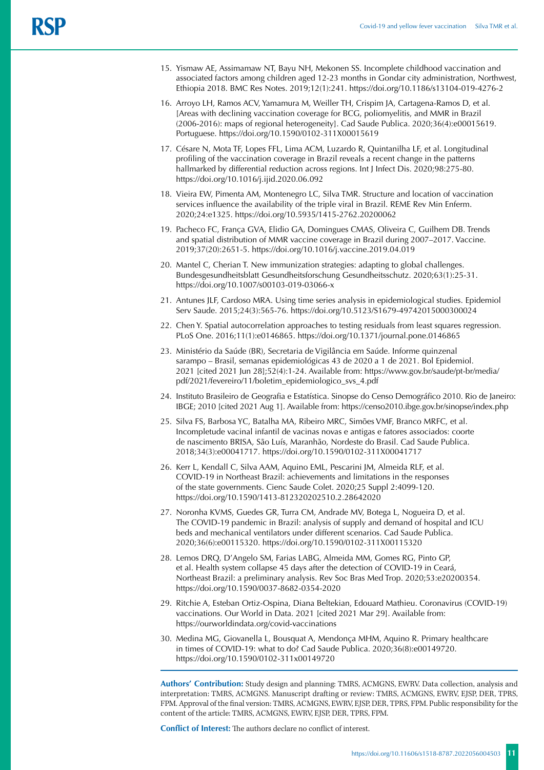15. Yismaw AE, Assimamaw NT, Bayu NH, Mekonen SS. Incomplete childhood vaccination and associated factors among children aged 12-23 months in Gondar city administration, Northwest, Ethiopia 2018. BMC Res Notes. 2019;12(1):241. https://doi.org/10.1186/s13104-019-4276-2

16. Arroyo LH, Ramos ACV, Yamamura M, Weiller TH, Crispim JA, Cartagena-Ramos D, et al. [Areas with declining vaccination coverage for BCG, poliomyelitis, and MMR in Brazil (2006-2016): maps of regional heterogeneity]. Cad Saude Publica. 2020;36(4):e00015619. Portuguese. https://doi.org/10.1590/0102-311X00015619

17. Césare N, Mota TF, Lopes FFL, Lima ACM, Luzardo R, Quintanilha LF, et al. Longitudinal profiling of the vaccination coverage in Brazil reveals a recent change in the patterns hallmarked by differential reduction across regions. Int J Infect Dis. 2020;98:275-80. https://doi.org/10.1016/j.ijid.2020.06.092

18. Vieira EW, Pimenta AM, Montenegro LC, Silva TMR. Structure and location of vaccination services influence the availability of the triple viral in Brazil. REME Rev Min Enferm. 2020;24:e1325. https://doi.org/10.5935/1415-2762.20200062

19. Pacheco FC, França GVA, Elidio GA, Domingues CMAS, Oliveira C, Guilhem DB. Trends and spatial distribution of MMR vaccine coverage in Brazil during 2007–2017. Vaccine. 2019;37(20):2651-5. https://doi.org/10.1016/j.vaccine.2019.04.019

20. Mantel C, Cherian T. New immunization strategies: adapting to global challenges. Bundesgesundheitsblatt Gesundheitsforschung Gesundheitsschutz. 2020;63(1):25-31. https://doi.org/10.1007/s00103-019-03066-x

21. Antunes JLF, Cardoso MRA. Using time series analysis in epidemiological studies. Epidemiol Serv Saude. 2015;24(3):565-76. https://doi.org/10.5123/S1679-49742015000300024

22. Chen Y. Spatial autocorrelation approaches to testing residuals from least squares regression. PLoS One. 2016;11(1):e0146865. https://doi.org/10.1371/journal.pone.0146865

23. Ministério da Saúde (BR), Secretaria de Vigilância em Saúde. Informe quinzenal sarampo – Brasil, semanas epidemiológicas 43 de 2020 a 1 de 2021. Bol Epidemiol. 2021 [cited 2021 Jun 28];52(4):1-24. Available from: https://www.gov.br/saude/pt-br/media/pdf/2021/fevereiro/11/boletim_epidemiologico_svs_4.pdf

24. Instituto Brasileiro de Geografia e Estatística. Sinopse do Censo Demográfico 2010. Rio de Janeiro: IBGE; 2010 [cited 2021 Aug 1]. Available from: https://censo2010.ibge.gov.br/sinopse/index.php

25. Silva FS, Barbosa YC, Batalha MA, Ribeiro MRC, Simões VMF, Branco MRFC, et al. Incompletude vacinal infantil de vacinas novas e antigas e fatores associados: coorte de nascimento BRISA, São Luís, Maranhão, Nordeste do Brasil. Cad Saude Publica. 2018;34(3):e00041717. https://doi.org/10.1590/0102-311X00041717

26. Kerr L, Kendall C, Silva AAM, Aquino EML, Pescarini JM, Almeida RLF, et al. COVID-19 in Northeast Brazil: achievements and limitations in the responses of the state governments. Cienc Saude Colet. 2020;25 Suppl 2:4099-120. https://doi.org/10.1590/1413-812320202510.2.28642020

27. Noronha KVMS, Guedes GR, Turra CM, Andrade MV, Botega L, Nogueira D, et al. The COVID-19 pandemic in Brazil: analysis of supply and demand of hospital and ICU beds and mechanical ventilators under different scenarios. Cad Saude Publica. 2020;36(6):e00115320. https://doi.org/10.1590/0102-311X00115320

28. Lemos DRQ, D'Angelo SM, Farias LABG, Almeida MM, Gomes RG, Pinto GP, et al. Health system collapse 45 days after the detection of COVID-19 in Ceará, Northeast Brazil: a preliminary analysis. Rev Soc Bras Med Trop. 2020;53:e20200354. https://doi.org/10.1590/0037-8682-0354-2020

29. Ritchie A, Esteban Ortiz-Ospina, Diana Beltekian, Edouard Mathieu. Coronavirus (COVID-19) vaccinations. Our World in Data. 2021 [cited 2021 Mar 29]. Available from: https://ourworldindata.org/covid-vaccinations

30. Medina MG, Giovanella L, Bousquat A, Mendonça MHM, Aquino R. Primary healthcare in times of COVID-19: what to do? Cad Saude Publica. 2020;36(8):e00149720. https://doi.org/10.1590/0102-311x00149720

**Authors' Contribution:** Study design and planning: TMRS, ACMGNS, EWRV. Data collection, analysis and interpretation: TMRS, ACMGNS. Manuscript drafting or review: TMRS, ACMGNS, EWRV, EJSP, DER, TPRS, FPM. Approval of the final version: TMRS, ACMGNS, EWRV, EJSP, DER, TPRS, FPM. Public responsibility for the content of the article: TMRS, ACMGNS, EWRV, EJSP, DER, TPRS, FPM.

**Conflict of Interest:** The authors declare no conflict of interest.